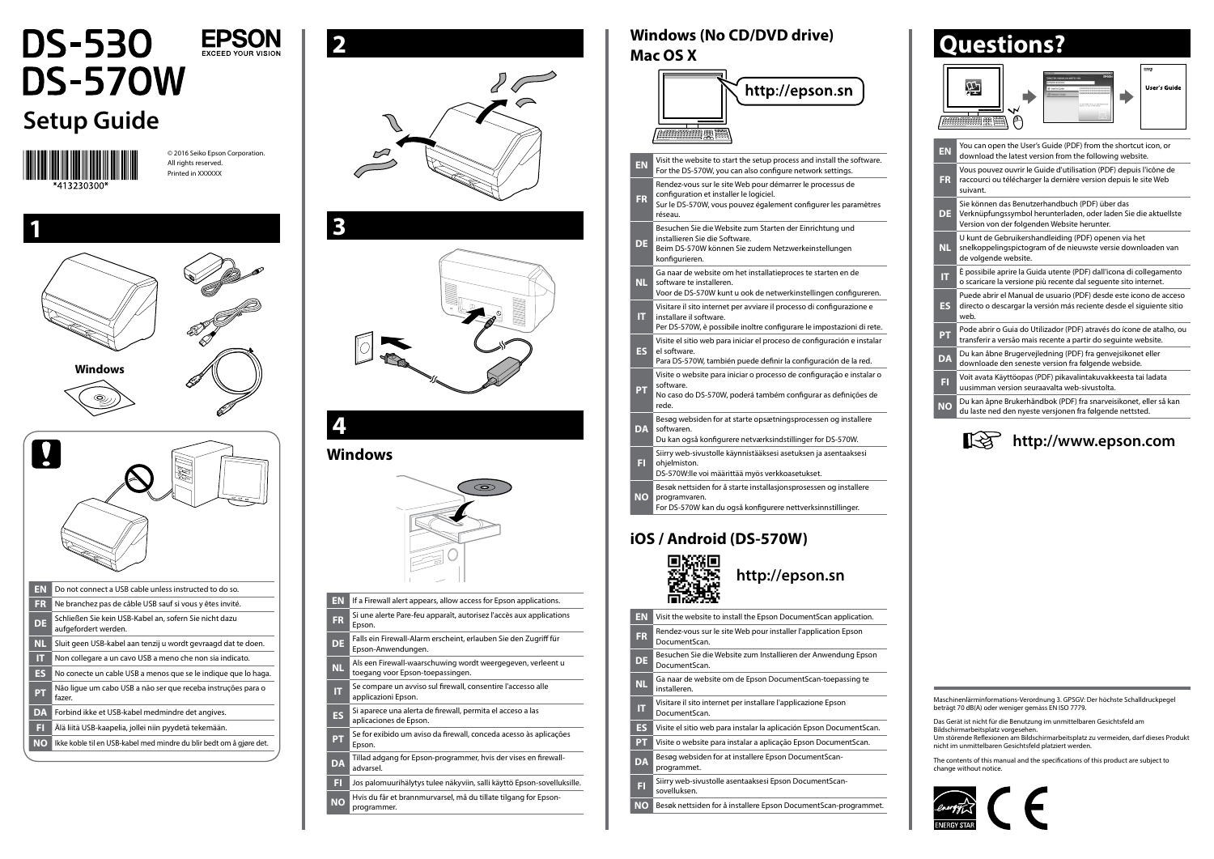# DS-530
# DS-570W

EPSON
EXCEED YOUR VISION

## Setup Guide

*413230300*

© 2016 Seiko Epson Corporation.
All rights reserved.
Printed in XXXXXX

## 1

Windows

| | |
|---|---|
| EN | Do not connect a USB cable unless instructed to do so. |
| FR | Ne branchez pas de câble USB sauf si vous y êtes invité. |
| DE | Schließen Sie kein USB-Kabel an, sofern Sie nicht dazu aufgefordert werden. |
| NL | Sluit geen USB-kabel aan tenzij u wordt gevraagd dat te doen. |
| IT | Non collegare a un cavo USB a meno che non sia indicato. |
| ES | No conecte un cable USB a menos que se le indique que lo haga. |
| PT | Não ligue um cabo USB a não ser que receba instruções para o fazer. |
| DA | Forbind ikke et USB-kabel medmindre det angives. |
| FI | Älä liitä USB-kaapelia, jollei niin pyydetä tekemään. |
| NO | Ikke koble til en USB-kabel med mindre du blir bedt om å gjøre det. |

## 2

## 3

## 4

### Windows

| | |
|---|---|
| EN | If a Firewall alert appears, allow access for Epson applications. |
| FR | Si une alerte Pare-feu apparaît, autorisez l'accès aux applications Epson. |
| DE | Falls ein Firewall-Alarm erscheint, erlauben Sie den Zugriff für Epson-Anwendungen. |
| NL | Als een Firewall-waarschuwing wordt weergegeven, verleent u toegang voor Epson-toepassingen. |
| IT | Se compare un avviso sul firewall, consentire l'accesso alle applicazioni Epson. |
| ES | Si aparece una alerta de firewall, permita el acceso a las aplicaciones de Epson. |
| PT | Se for exibido um aviso da firewall, conceda acesso às aplicações Epson. |
| DA | Tillad adgang for Epson-programmer, hvis der vises en firewall-advarsel. |
| FI | Jos palomuurihälytys tulee näkyviin, salli käyttö Epson-sovelluksille. |
| NO | Hvis du får et brannmurvarsel, må du tillate tilgang for Epson-programmer. |

### Windows (No CD/DVD drive)
### Mac OS X

http://epson.sn

| | |
|---|---|
| EN | Visit the website to start the setup process and install the software. For the DS-570W, you can also configure network settings. |
| FR | Rendez-vous sur le site Web pour démarrer le processus de configuration et installer le logiciel. Sur le DS-570W, vous pouvez également configurer les paramètres réseau. |
| DE | Besuchen Sie die Website zum Starten der Einrichtung und installieren Sie die Software. Beim DS-570W können Sie zudem Netzwerkeinstellungen konfigurieren. |
| NL | Ga naar de website om het installatieproces te starten en de software te installeren. Voor de DS-570W kunt u ook de netwerkinstellingen configureren. |
| IT | Visitare il sito internet per avviare il processo di configurazione e installare il software. Per DS-570W, è possibile inoltre configurare le impostazioni di rete. |
| ES | Visite el sitio web para iniciar el proceso de configuración e instalar el software. Para DS-570W, también puede definir la configuración de la red. |
| PT | Visite o website para iniciar o processo de configuração e instalar o software. No caso do DS-570W, poderá também configurar as definições de rede. |
| DA | Besøg websiden for at starte opsætningsprocessen og installere softwaren. Du kan også konfigurere netværksindstillinger for DS-570W. |
| FI | Siirry web-sivustolle käynnistääksesi asetuksen ja asentaaksesi ohjelmiston. DS-570W:lle voi määrittää myös verkkoasetukset. |
| NO | Besøk nettsiden for å starte installasjonsprosessen og installere programvaren. For DS-570W kan du også konfigurere nettverksinnstillinger. |

### iOS / Android (DS-570W)

http://epson.sn

| | |
|---|---|
| EN | Visit the website to install the Epson DocumentScan application. |
| FR | Rendez-vous sur le site Web pour installer l'application Epson DocumentScan. |
| DE | Besuchen Sie die Website zum Installieren der Anwendung Epson DocumentScan. |
| NL | Ga naar de website om de Epson DocumentScan-toepassing te installeren. |
| IT | Visitare il sito internet per installare l'applicazione Epson DocumentScan. |
| ES | Visite el sitio web para instalar la aplicación Epson DocumentScan. |
| PT | Visite o website para instalar a aplicação Epson DocumentScan. |
| DA | Besøg websiden for at installere Epson DocumentScan-programmet. |
| FI | Siirry web-sivustolle asentaaksesi Epson DocumentScan-sovelluksen. |
| NO | Besøk nettsiden for å installere Epson DocumentScan-programmet. |

## Questions?

User's Guide

| | |
|---|---|
| EN | You can open the User's Guide (PDF) from the shortcut icon, or download the latest version from the following website. |
| FR | Vous pouvez ouvrir le Guide d'utilisation (PDF) depuis l'icône de raccourci ou télécharger la dernière version depuis le site Web suivant. |
| DE | Sie können das Benutzerhandbuch (PDF) über das Verknüpfungssymbol herunterladen, oder laden Sie die aktuellste Version von der folgenden Website herunter. |
| NL | U kunt de Gebruikershandleiding (PDF) openen via het snelkoppelingspictogram of de nieuwste versie downloaden van de volgende website. |
| IT | È possibile aprire la Guida utente (PDF) dall'icona di collegamento o scaricare la versione più recente dal seguente sito internet. |
| ES | Puede abrir el Manual de usuario (PDF) desde este icono de acceso directo o descargar la versión más reciente desde el siguiente sitio web. |
| PT | Pode abrir o Guia do Utilizador (PDF) através do ícone de atalho, ou transferir a versão mais recente a partir do seguinte website. |
| DA | Du kan åbne Brugervejledning (PDF) fra genvejsikonet eller downloade den seneste version fra følgende webside. |
| FI | Voit avata Käyttöopas (PDF) pikavalintakuvakkeesta tai ladata uusimman version seuraavalta web-sivustolta. |
| NO | Du kan åpne Brukerhåndbok (PDF) fra snarveisikonet, eller så kan du laste ned den nyeste versjonen fra følgende nettsted. |

http://www.epson.com

Maschinenlärminformations-Verordnung 3. GPSGV: Der höchste Schalldruckpegel beträgt 70 dB(A) oder weniger gemäss EN ISO 7779.

Das Gerät ist nicht für die Benutzung im unmittelbaren Gesichtsfeld am Bildschirmarbeitsplatz vorgesehen.
Um störende Reflexionen am Bildschirmarbeitsplatz zu vermeiden, darf dieses Produkt nicht im unmittelbaren Gesichtsfeld platziert werden.

The contents of this manual and the specifications of this product are subject to change without notice.

ENERGY STAR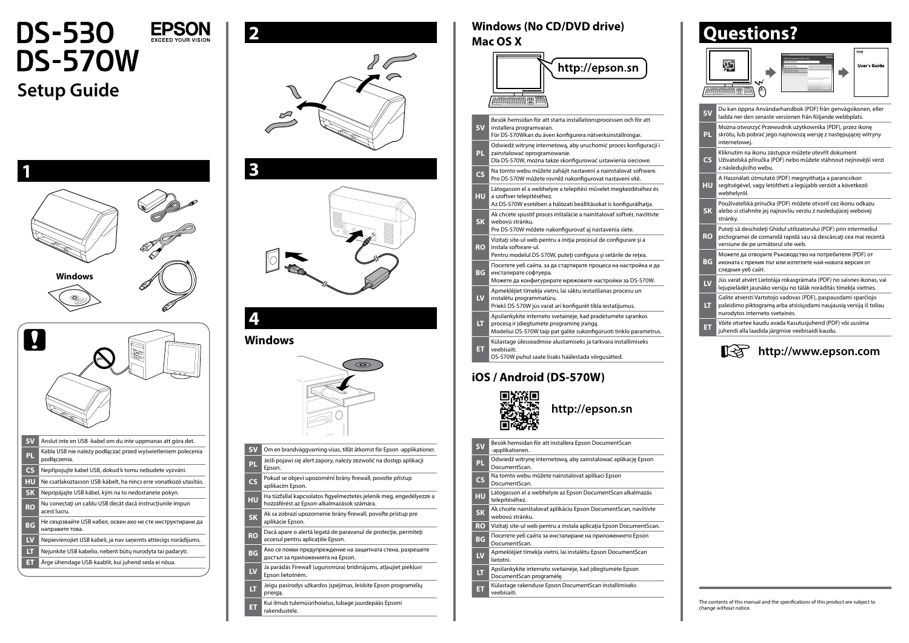# DS-530 DS-570W

EPSON
EXCEED YOUR VISION

## Setup Guide

## 1

Windows

| | |
|---|---|
| SV | Anslut inte en USB -kabel om du inte uppmanas att göra det. |
| PL | Kabla USB nie należy podłączać przed wyświetleniem polecenia podłączenia. |
| CS | Nepřipojujte kabel USB, dokud k tomu nebudete vyzváni. |
| HU | Ne csatlakoztasson USB-kábelt, ha nincs erre vonatkozó utasítás. |
| SK | Nepripájajte USB kábel, kým na to nedostanete pokyn. |
| RO | Nu conectaţi un cablu USB decât dacă instrucţiunile impun acest lucru. |
| BG | Не свързвайте USB кабел, освен ако не сте инструктирани да направите това. |
| LV | Nepievienojiet USB kabeli, ja nav saņemts attiecīgs norādījums. |
| LT | Nejunkite USB kabelio, nebent būtų nurodyta tai padaryti. |
| ET | Ärge ühendage USB-kaablit, kui juhend seda ei nõua. |

## 2

## 3

## 4

### Windows

| | |
|---|---|
| SV | Om en brandväggvarning visas, tillåt åtkomst för Epson -applikationer. |
| PL | Jeśli pojawi się alert zapory, należy zezwolić na dostęp aplikacji Epson. |
| CS | Pokud se objeví upozornění brány firewall, povolte přístup aplikacím Epson. |
| HU | Ha tűzfallal kapcsolatos figyelmeztetés jelenik meg, engedélyezze a hozzáférést az Epson-alkalmazások számára. |
| SK | Ak sa zobrazí upozornenie brány firewall, povoľte prístup pre aplikácie Epson. |
| RO | Dacă apare o alertă legată de paravanul de protecţie, permiteţi accesul pentru aplicaţiile Epson. |
| BG | Ако се появи предупреждение на защитната стена, разрешете достъп за приложенията на Epson. |
| LV | Ja parādās Firewall (ugunsmūra) brīdinājums, atļaujiet piekļuvi Epson lietotnēm. |
| LT | Jeigu pasirodys užkardos įspėjimas, leiskite Epson programėlių prieigą. |
| ET | Kui ilmub tulemüürihoiatus, lubage juurdepääs Epsoni rakendustele. |

### Windows (No CD/DVD drive)
### Mac OS X

http://epson.sn

| | |
|---|---|
| SV | Besök hemsidan för att starta installationsprocessen och för att installera programvaran. För DS-570Wkan du även konfigurera nätverksinställningar. |
| PL | Odwiedź witrynę internetową, aby uruchomić proces konfiguracji i zainstalować oprogramowanie. Dla DS-570W, można także skonfigurować ustawienia sieciowe. |
| CS | Na tomto webu můžete zahájit nastavení a nainstalovat software. Pro DS-570W můžete rovněž nakonfigurovat nastavení sítě. |
| HU | Látogasson el a webhelyre a telepítési művelet megkezdéséhez és a szoftver telepítéséhez. Az DS-570W esetében a hálózati beállításokat is konfigurálhatja. |
| SK | Ak chcete spustiť proces inštalácie a nainštalovať softvér, navštívte webovú stránku. Pre DS-570W môžete nakonfigurovať aj nastavenia siete. |
| RO | Vizitaţi site-ul web pentru a iniţia procesul de configurare şi a instala software-ul. Pentru modelul DS-570W, puteţi configura şi setările de reţea. |
| BG | Посетете уеб сайта, за да стартирате процеса на настройка и да инсталирате софтуера. Можете да конфигурирате мрежовите настройки за DS-570W. |
| LV | Apmeklējiet tīmekļa vietni, lai sāktu iestatīšanas procesu un instalētu programmatūru. Priekš DS-570W jūs varat arī konfigurēt tīkla iestatījumus. |
| LT | Apsilankykite interneto svetainėje, kad pradėtumėte sąrankos procesą ir įdiegtumėte programinę įrangą. Modeliui DS-570W taip pat galite sukonfigūruoti tinklo parametrus. |
| ET | Külastage ülesseadmise alustamiseks ja tarkvara installimiseks veebisaiti. DS-570W puhul saate lisaks häälestada võrgusätted. |

### iOS / Android (DS-570W)

http://epson.sn

| | |
|---|---|
| SV | Besök hemsidan för att installera Epson DocumentScan -applikationen. |
| PL | Odwiedź witrynę internetową, aby zainstalować aplikację Epson DocumentScan. |
| CS | Na tomto webu můžete nainstalovat aplikaci Epson DocumentScan. |
| HU | Látogasson el a webhelyre az Epson DocumentScan alkalmazás telepítéséhez. |
| SK | Ak chcete nainštalovať aplikáciu Epson DocumentScan, navštívte webovú stránku. |
| RO | Vizitaţi site-ul web pentru a instala aplicaţia Epson DocumentScan. |
| BG | Посетете уеб сайта за инсталиране на приложението за Epson DocumentScan. |
| LV | Apmeklējiet tīmekļa vietni, lai instalētu Epson DocumentScan lietotni. |
| LT | Apsilankykite interneto svetainėje, kad įdiegtumėte Epson DocumentScan programėlę. |
| ET | Külastage rakenduse Epson DocumentScan installimiseks veebisaiti. |

# Questions?

User's Guide

| | |
|---|---|
| SV | Du kan öppna Användarhandbok (PDF) från genvägsikonen, eller ladda ner den senaste versionen från följande webbplats. |
| PL | Można otworzyć Przewodnik użytkownika (PDF), przez ikonę skrótu, lub pobrać jego najnowszą wersję z następującej witryny internetowej. |
| CS | Kliknutím na ikonu zástupce můžete otevřít dokument Uživatelská příručka (PDF) nebo můžete stáhnout nejnovější verzi z následujícího webu. |
| HU | A Használati útmutató (PDF) megnyithatja a parancsikon segítségével, vagy letöltheti a legújabb verziót a következő webhelyről. |
| SK | Používateľská príručka (PDF) môžete otvoriť cez ikonu odkazu alebo si stiahnite jej najnovšiu verziu z nasledujúcej webovej stránky. |
| RO | Puteţi să deschideţi Ghidul utilizatorului (PDF) prin intermediul pictogramei de comandă rapidă sau să descărcaţi cea mai recentă versiune de pe următorul site web. |
| BG | Можете да отворите Ръководство на потребителя (PDF) от иконата с пряк път или изтеглете най-новата версия от следния уеб сайт. |
| LV | Jūs varat atvērt Lietotāja rokasgrāmata (PDF) no saīsnes ikonas, vai lejupielādēt jaunāko versiju no tālāk norādītās tīmekļa vietnes. |
| LT | Galite atversti Vartotojo vadovas (PDF), paspausdami sparčiojo paleidimo piktogramą arba atsisiųsdami naujausią versiją iš toliau nurodytos interneto svetainės. |
| ET | Võite otsetee kaudu avada Kasutusjuhend (PDF) või uusima juhendi alla laadida järgmise veebisaidi kaudu. |

http://www.epson.com

The contents of this manual and the specifications of this product are subject to change without notice.